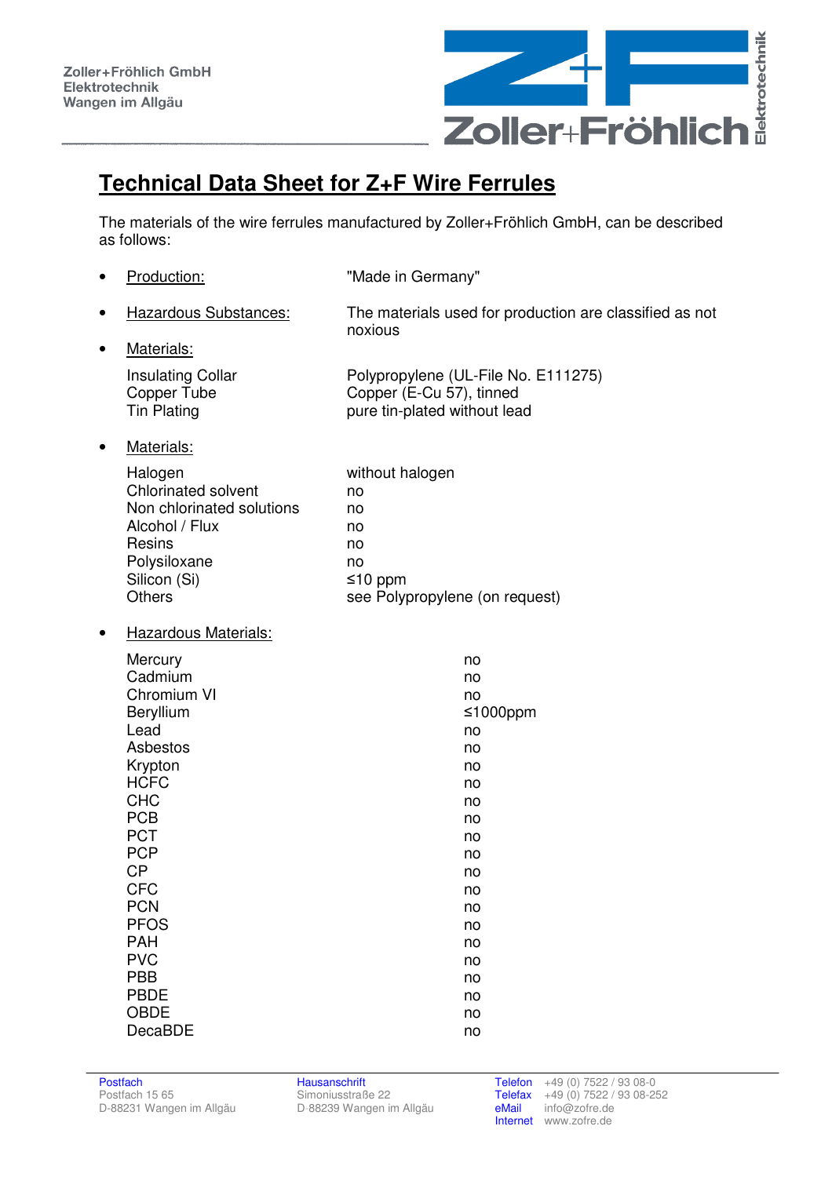Zoller+Fröhlich GmbH
Elektrotechnik
Wangen im Allgäu

# Technical Data Sheet for Z+F Wire Ferrules

The materials of the wire ferrules manufactured by Zoller+Fröhlich GmbH, can be described as follows:

- Production: "Made in Germany"
- Hazardous Substances: The materials used for production are classified as not noxious
- Materials:

| | |
|---|---|
| Insulating Collar | Polypropylene (UL-File No. E111275) |
| Copper Tube | Copper (E-Cu 57), tinned |
| Tin Plating | pure tin-plated without lead |

- Materials:

| | |
|---|---|
| Halogen | without halogen |
| Chlorinated solvent | no |
| Non chlorinated solutions | no |
| Alcohol / Flux | no |
| Resins | no |
| Polysiloxane | no |
| Silicon (Si) | ≤10 ppm |
| Others | see Polypropylene (on request) |

- Hazardous Materials:

| | |
|---|---|
| Mercury | no |
| Cadmium | no |
| Chromium VI | no |
| Beryllium | ≤1000ppm |
| Lead | no |
| Asbestos | no |
| Krypton | no |
| HCFC | no |
| CHC | no |
| PCB | no |
| PCT | no |
| PCP | no |
| CP | no |
| CFC | no |
| PCN | no |
| PFOS | no |
| PAH | no |
| PVC | no |
| PBB | no |
| PBDE | no |
| OBDE | no |
| DecaBDE | no |

Postfach
Postfach 15 65
D-88231 Wangen im Allgäu

Hausanschrift
Simoniusstraße 22
D-88239 Wangen im Allgäu

Telefon +49 (0) 7522 / 93 08-0
Telefax +49 (0) 7522 / 93 08-252
eMail info@zofre.de
Internet www.zofre.de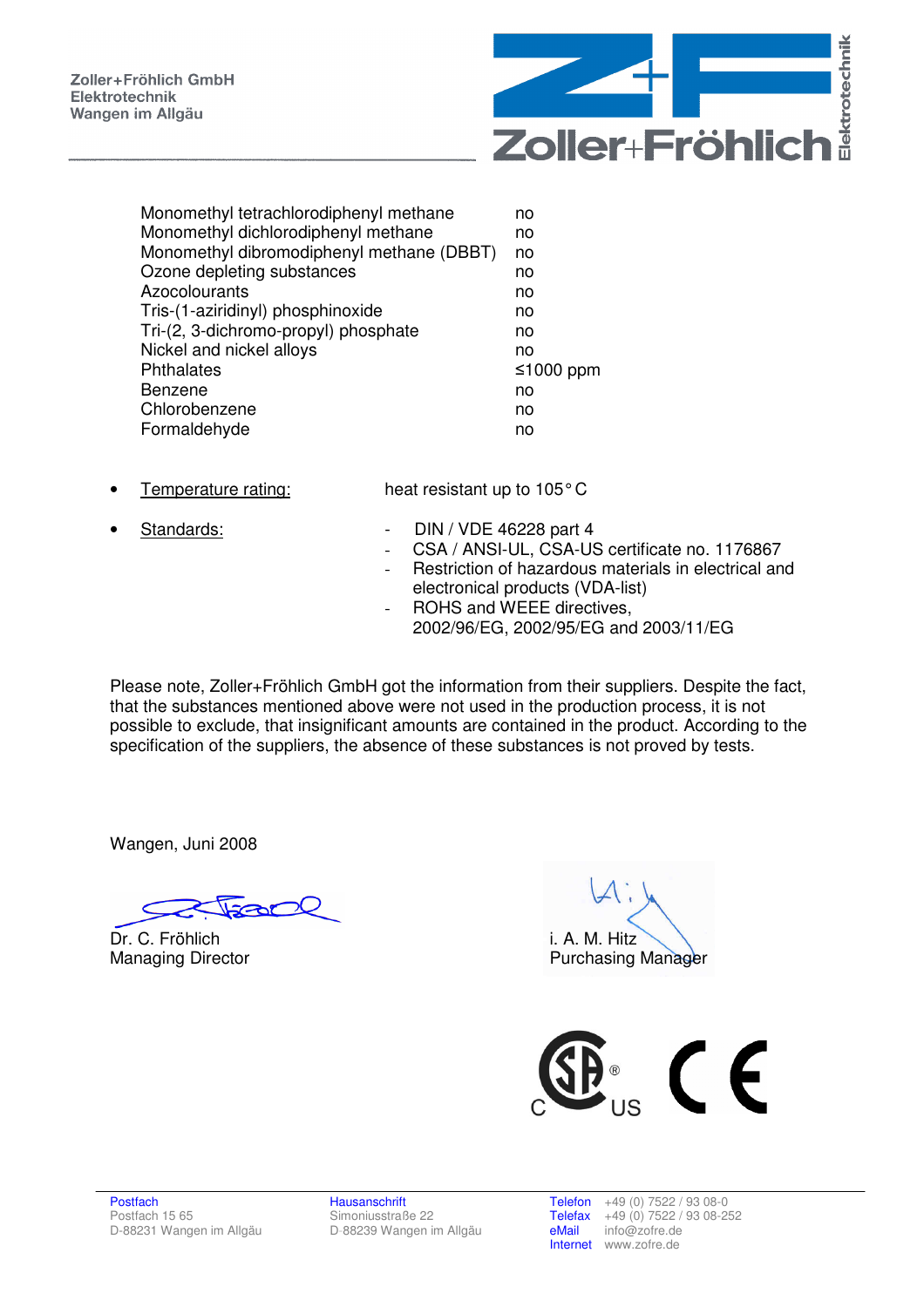| | |
|---|---|
| Monomethyl tetrachlorodiphenyl methane | no |
| Monomethyl dichlorodiphenyl methane | no |
| Monomethyl dibromodiphenyl methane (DBBT) | no |
| Ozone depleting substances | no |
| Azocolourants | no |
| Tris-(1-aziridinyl) phosphinoxide | no |
| Tri-(2, 3-dichromo-propyl) phosphate | no |
| Nickel and nickel alloys | no |
| Phthalates | ≤1000 ppm |
| Benzene | no |
| Chlorobenzene | no |
| Formaldehyde | no |

- Temperature rating: heat resistant up to 105° C
- Standards:
  - DIN / VDE 46228 part 4
  - CSA / ANSI-UL, CSA-US certificate no. 1176867
  - Restriction of hazardous materials in electrical and electronical products (VDA-list)
  - ROHS and WEEE directives, 2002/96/EG, 2002/95/EG and 2003/11/EG

Please note, Zoller+Fröhlich GmbH got the information from their suppliers. Despite the fact, that the substances mentioned above were not used in the production process, it is not possible to exclude, that insignificant amounts are contained in the product. According to the specification of the suppliers, the absence of these substances is not proved by tests.

Wangen, Juni 2008

Dr. C. Fröhlich
Managing Director

i. A. M. Hitz
Purchasing Manager